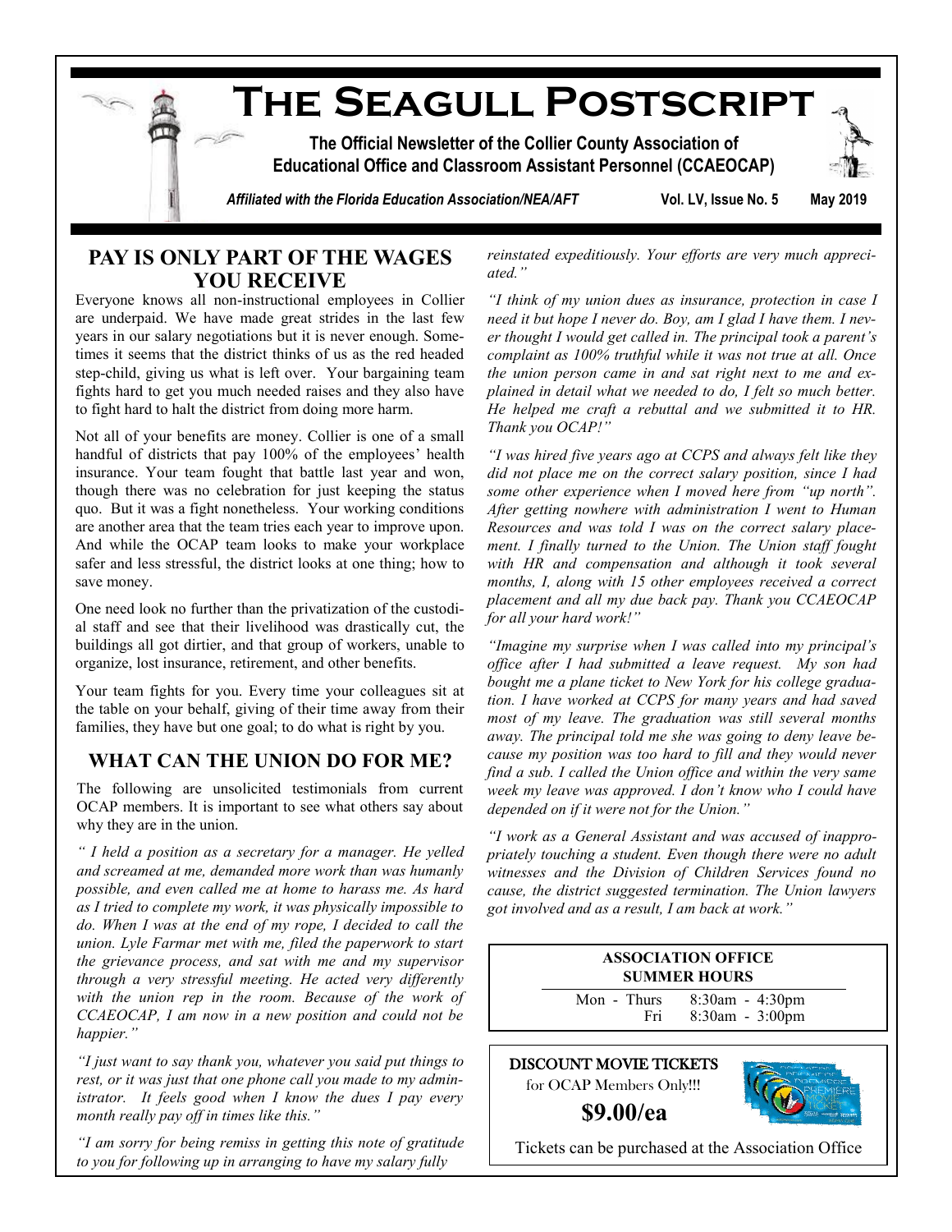# The Seagull Postscript

**The Official Newsletter of the Collier County Association of Educational Office and Classroom Assistant Personnel (CCAEOCAP)**

*Affiliated with the Florida Education Association/NEA/AFT* **Vol. LV, Issue No. 5 May 2019**

## PAY IS ONLY PART OF THE WAGES YOU RECEIVE

Everyone knows all non-instructional employees in Collier are underpaid. We have made great strides in the last few years in our salary negotiations but it is never enough. Sometimes it seems that the district thinks of us as the red headed step-child, giving us what is left over. Your bargaining team fights hard to get you much needed raises and they also have to fight hard to halt the district from doing more harm.

Not all of your benefits are money. Collier is one of a small handful of districts that pay 100% of the employees' health insurance. Your team fought that battle last year and won, though there was no celebration for just keeping the status quo. But it was a fight nonetheless. Your working conditions are another area that the team tries each year to improve upon. And while the OCAP team looks to make your workplace safer and less stressful, the district looks at one thing; how to save money.

One need look no further than the privatization of the custodial staff and see that their livelihood was drastically cut, the buildings all got dirtier, and that group of workers, unable to organize, lost insurance, retirement, and other benefits.

Your team fights for you. Every time your colleagues sit at the table on your behalf, giving of their time away from their families, they have but one goal; to do what is right by you.

## WHAT CAN THE UNION DO FOR ME?

The following are unsolicited testimonials from current OCAP members. It is important to see what others say about why they are in the union.

*" I held a position as a secretary for a manager. He yelled and screamed at me, demanded more work than was humanly possible, and even called me at home to harass me. As hard as I tried to complete my work, it was physically impossible to do. When I was at the end of my rope, I decided to call the union. Lyle Farmar met with me, filed the paperwork to start the grievance process, and sat with me and my supervisor through a very stressful meeting. He acted very differently with the union rep in the room. Because of the work of CCAEOCAP, I am now in a new position and could not be happier."*

*"I just want to say thank you, whatever you said put things to rest, or it was just that one phone call you made to my administrator. It feels good when I know the dues I pay every month really pay off in times like this."*

*"I am sorry for being remiss in getting this note of gratitude to you for following up in arranging to have my salary fully reinstated expeditiously. Your efforts are very much appreciated."*

*"I think of my union dues as insurance, protection in case I need it but hope I never do. Boy, am I glad I have them. I never thought I would get called in. The principal took a parent's complaint as 100% truthful while it was not true at all. Once the union person came in and sat right next to me and explained in detail what we needed to do, I felt so much better. He helped me craft a rebuttal and we submitted it to HR. Thank you OCAP!"*

*"I was hired five years ago at CCPS and always felt like they did not place me on the correct salary position, since I had some other experience when I moved here from "up north". After getting nowhere with administration I went to Human Resources and was told I was on the correct salary placement. I finally turned to the Union. The Union staff fought with HR and compensation and although it took several months, I, along with 15 other employees received a correct placement and all my due back pay. Thank you CCAEOCAP for all your hard work!"*

*"Imagine my surprise when I was called into my principal's office after I had submitted a leave request. My son had bought me a plane ticket to New York for his college graduation. I have worked at CCPS for many years and had saved most of my leave. The graduation was still several months away. The principal told me she was going to deny leave because my position was too hard to fill and they would never find a sub. I called the Union office and within the very same week my leave was approved. I don't know who I could have depended on if it were not for the Union."*

*"I work as a General Assistant and was accused of inappropriately touching a student. Even though there were no adult witnesses and the Division of Children Services found no cause, the district suggested termination. The Union lawyers got involved and as a result, I am back at work."*

**ASSOCIATION OFFICE SUMMER HOURS**

| | |
|---|---|
| Mon - Thurs | 8:30am - 4:30pm |
| Fri | 8:30am - 3:00pm |

**DISCOUNT MOVIE TICKETS**

for OCAP Members Only!!!

**$9.00/ea**

Tickets can be purchased at the Association Office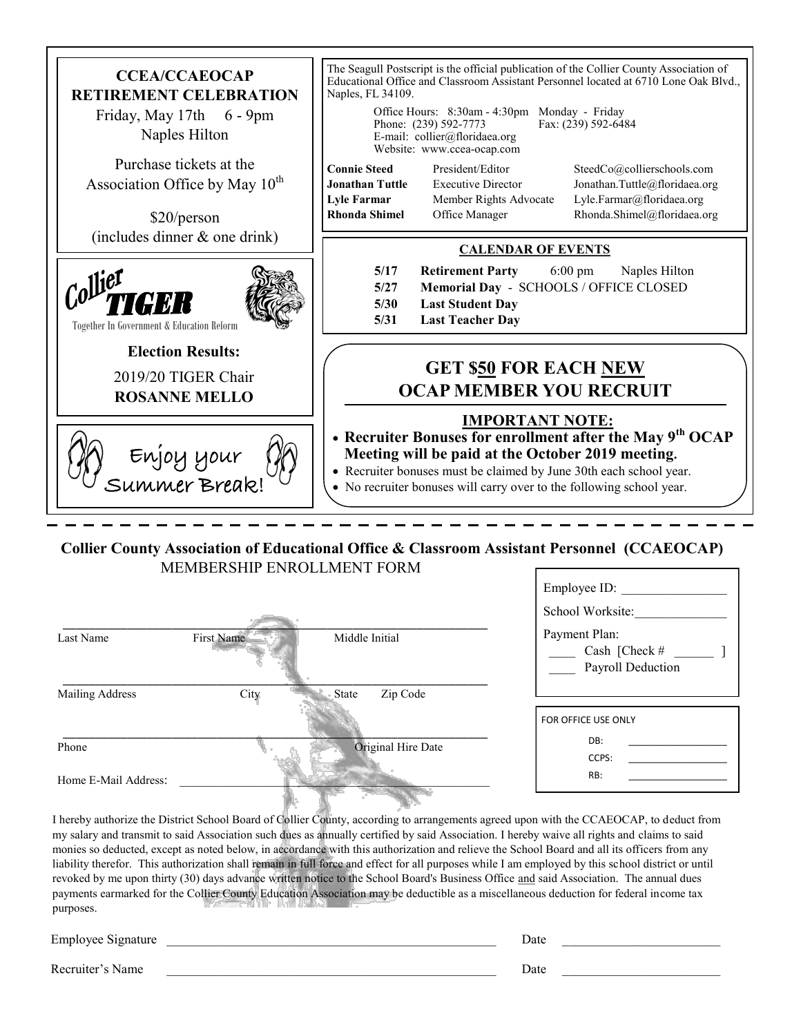## CCEA/CCAEOCAP RETIREMENT CELEBRATION

Friday, May 17th 6 - 9pm

Naples Hilton

Purchase tickets at the Association Office by May 10th

$20/person (includes dinner & one drink)

**Collier TIGER**

Together In Government & Education Reform

**Election Results:**

2019/20 TIGER Chair

**ROSANNE MELLO**

Enjoy your Summer Break!

The Seagull Postscript is the official publication of the Collier County Association of Educational Office and Classroom Assistant Personnel located at 6710 Lone Oak Blvd., Naples, FL 34109.

Office Hours: 8:30am - 4:30pm Monday - Friday
Phone: (239) 592-7773 Fax: (239) 592-6484
E-mail: collier@floridaea.org
Website: www.ccea-ocap.com

| | | |
|---|---|---|
| **Connie Steed** | President/Editor | SteedCo@collierschools.com |
| **Jonathan Tuttle** | Executive Director | Jonathan.Tuttle@floridaea.org |
| **Lyle Farmar** | Member Rights Advocate | Lyle.Farmar@floridaea.org |
| **Rhonda Shimel** | Office Manager | Rhonda.Shimel@floridaea.org |

### CALENDAR OF EVENTS

| | | | |
|---|---|---|---|
| **5/17** | **Retirement Party** | 6:00 pm | Naples Hilton |
| **5/27** | **Memorial Day** - SCHOOLS / OFFICE CLOSED | | |
| **5/30** | **Last Student Day** | | |
| **5/31** | **Last Teacher Day** | | |

## GET $50 FOR EACH NEW OCAP MEMBER YOU RECRUIT

**IMPORTANT NOTE:**

- **Recruiter Bonuses for enrollment after the May 9th OCAP Meeting will be paid at the October 2019 meeting.**
- Recruiter bonuses must be claimed by June 30th each school year.
- No recruiter bonuses will carry over to the following school year.

---

**Collier County Association of Educational Office & Classroom Assistant Personnel (CCAEOCAP)**
MEMBERSHIP ENROLLMENT FORM

Employee ID: ________________

School Worksite: ______________

Payment Plan:
____ Cash [Check # ______ ]
____ Payroll Deduction

FOR OFFICE USE ONLY
DB: ________________
CCPS: ________________
RB: ________________

___________________________________________________________
Last Name First Name Middle Initial

___________________________________________________________
Mailing Address City State Zip Code

___________________________________________________________
Phone Original Hire Date

Home E-Mail Address: ______________________________________

I hereby authorize the District School Board of Collier County, according to arrangements agreed upon with the CCAEOCAP, to deduct from my salary and transmit to said Association such dues as annually certified by said Association. I hereby waive all rights and claims to said monies so deducted, except as noted below, in accordance with this authorization and relieve the School Board and all its officers from any liability therefor. This authorization shall remain in full force and effect for all purposes while I am employed by this school district or until revoked by me upon thirty (30) days advance written notice to the School Board's Business Office and said Association. The annual dues payments earmarked for the Collier County Education Association may be deductible as a miscellaneous deduction for federal income tax purposes.

Employee Signature ____________________________________ Date ________________

Recruiter's Name ____________________________________ Date ________________